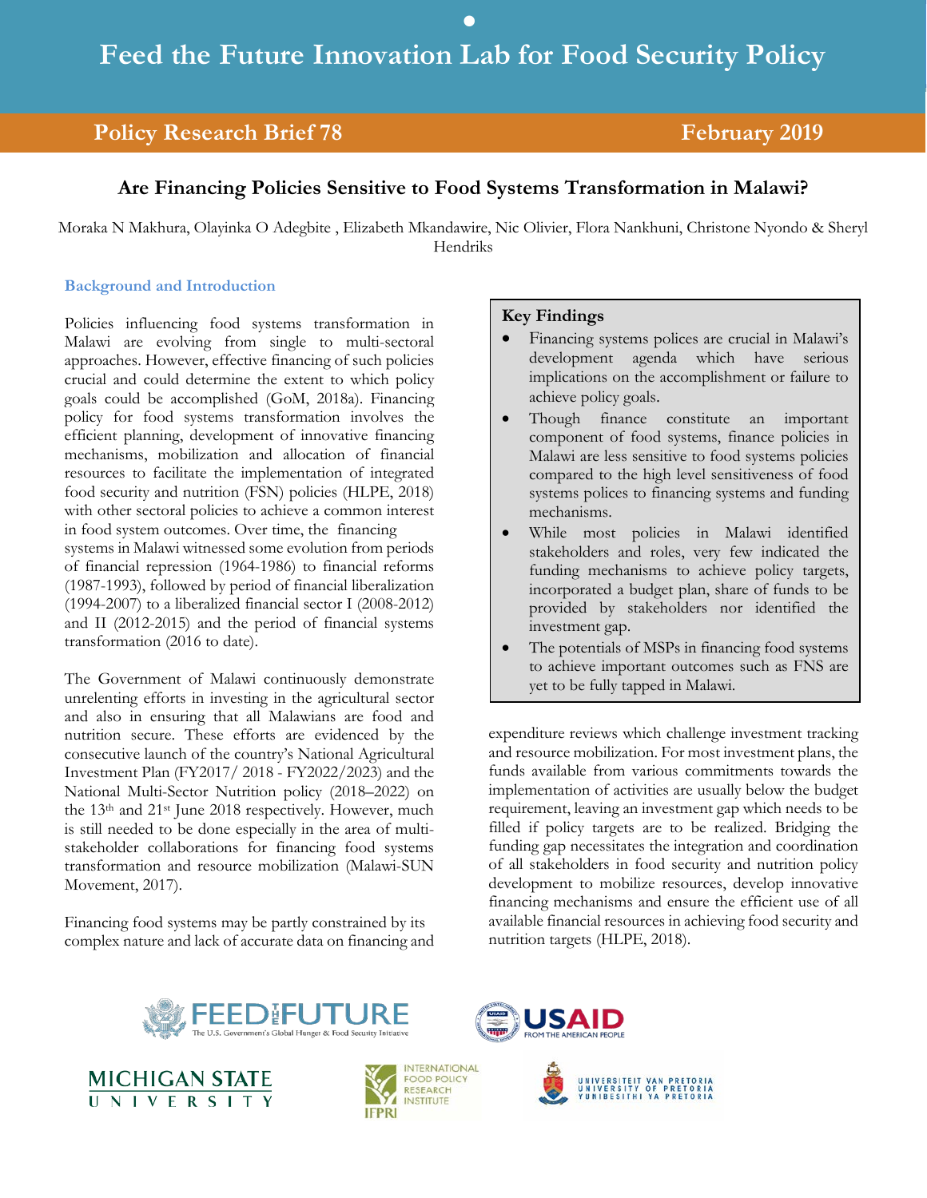# Feed the Future Innovation Lab for Food Security Policy

**Policy Research Brief 78** | **February 2019**

## Are Financing Policies Sensitive to Food Systems Transformation in Malawi?

Moraka N Makhura, Olayinka O Adegbite , Elizabeth Mkandawire, Nic Olivier, Flora Nankhuni, Christone Nyondo & Sheryl Hendriks

### Background and Introduction

Policies influencing food systems transformation in Malawi are evolving from single to multi-sectoral approaches. However, effective financing of such policies crucial and could determine the extent to which policy goals could be accomplished (GoM, 2018a). Financing policy for food systems transformation involves the efficient planning, development of innovative financing mechanisms, mobilization and allocation of financial resources to facilitate the implementation of integrated food security and nutrition (FSN) policies (HLPE, 2018) with other sectoral policies to achieve a common interest in food system outcomes. Over time, the financing systems in Malawi witnessed some evolution from periods of financial repression (1964-1986) to financial reforms (1987-1993), followed by period of financial liberalization (1994-2007) to a liberalized financial sector I (2008-2012) and II (2012-2015) and the period of financial systems transformation (2016 to date).

The Government of Malawi continuously demonstrate unrelenting efforts in investing in the agricultural sector and also in ensuring that all Malawians are food and nutrition secure. These efforts are evidenced by the consecutive launch of the country's National Agricultural Investment Plan (FY2017/ 2018 - FY2022/2023) and the National Multi-Sector Nutrition policy (2018–2022) on the 13th and 21st June 2018 respectively. However, much is still needed to be done especially in the area of multi-stakeholder collaborations for financing food systems transformation and resource mobilization (Malawi-SUN Movement, 2017).

Financing food systems may be partly constrained by its complex nature and lack of accurate data on financing and expenditure reviews which challenge investment tracking and resource mobilization. For most investment plans, the funds available from various commitments towards the implementation of activities are usually below the budget requirement, leaving an investment gap which needs to be filled if policy targets are to be realized. Bridging the funding gap necessitates the integration and coordination of all stakeholders in food security and nutrition policy development to mobilize resources, develop innovative financing mechanisms and ensure the efficient use of all available financial resources in achieving food security and nutrition targets (HLPE, 2018).

### Key Findings

- Financing systems polices are crucial in Malawi's development agenda which have serious implications on the accomplishment or failure to achieve policy goals.
- Though finance constitute an important component of food systems, finance policies in Malawi are less sensitive to food systems policies compared to the high level sensitiveness of food systems polices to financing systems and funding mechanisms.
- While most policies in Malawi identified stakeholders and roles, very few indicated the funding mechanisms to achieve policy targets, incorporated a budget plan, share of funds to be provided by stakeholders nor identified the investment gap.
- The potentials of MSPs in financing food systems to achieve important outcomes such as FNS are yet to be fully tapped in Malawi.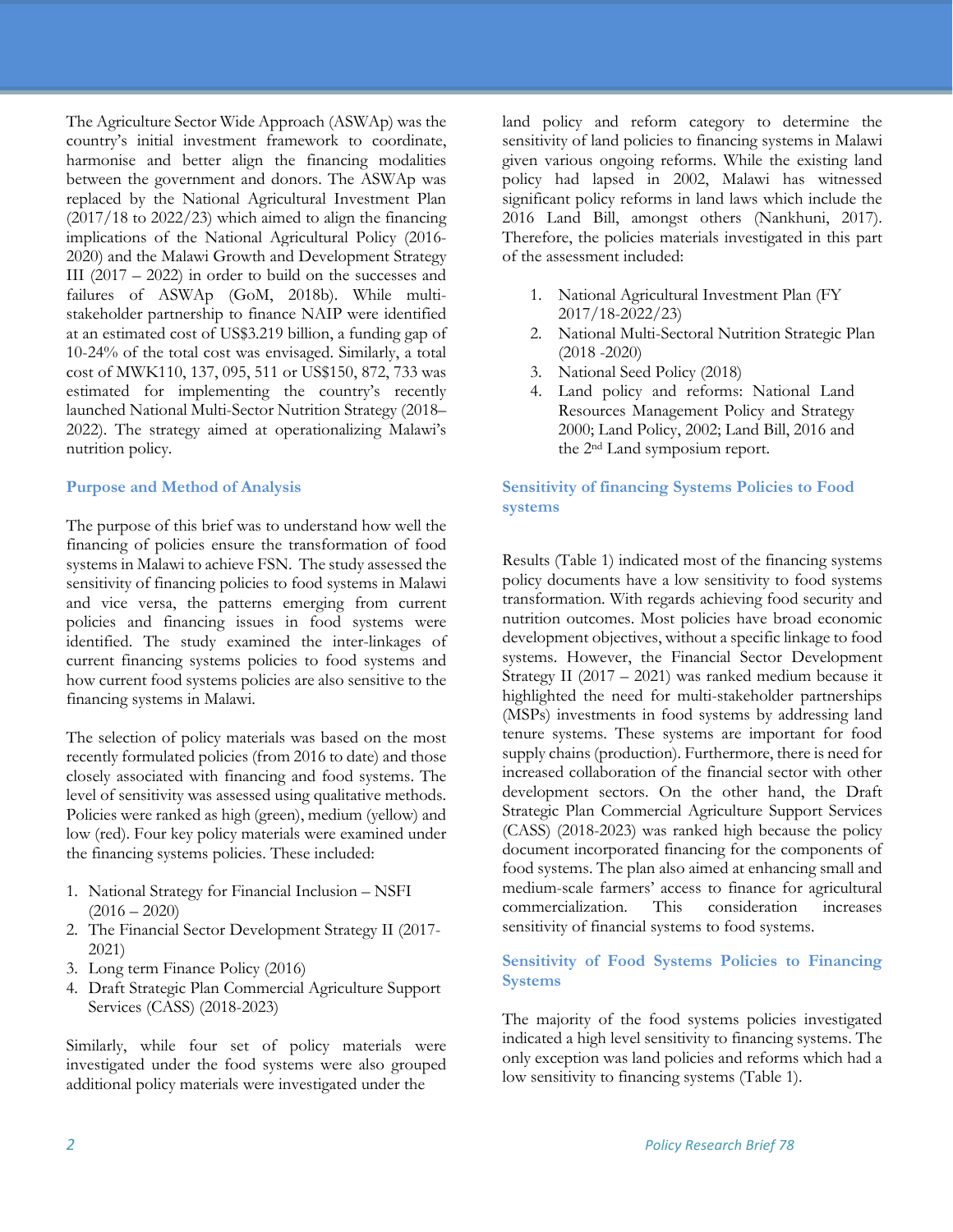The Agriculture Sector Wide Approach (ASWAp) was the country's initial investment framework to coordinate, harmonise and better align the financing modalities between the government and donors. The ASWAp was replaced by the National Agricultural Investment Plan (2017/18 to 2022/23) which aimed to align the financing implications of the National Agricultural Policy (2016-2020) and the Malawi Growth and Development Strategy III (2017 – 2022) in order to build on the successes and failures of ASWAp (GoM, 2018b). While multi-stakeholder partnership to finance NAIP were identified at an estimated cost of US$3.219 billion, a funding gap of 10-24% of the total cost was envisaged. Similarly, a total cost of MWK110, 137, 095, 511 or US$150, 872, 733 was estimated for implementing the country's recently launched National Multi-Sector Nutrition Strategy (2018–2022). The strategy aimed at operationalizing Malawi's nutrition policy.

## Purpose and Method of Analysis

The purpose of this brief was to understand how well the financing of policies ensure the transformation of food systems in Malawi to achieve FSN. The study assessed the sensitivity of financing policies to food systems in Malawi and vice versa, the patterns emerging from current policies and financing issues in food systems were identified. The study examined the inter-linkages of current financing systems policies to food systems and how current food systems policies are also sensitive to the financing systems in Malawi.

The selection of policy materials was based on the most recently formulated policies (from 2016 to date) and those closely associated with financing and food systems. The level of sensitivity was assessed using qualitative methods. Policies were ranked as high (green), medium (yellow) and low (red). Four key policy materials were examined under the financing systems policies. These included:

1. National Strategy for Financial Inclusion – NSFI (2016 – 2020)
2. The Financial Sector Development Strategy II (2017-2021)
3. Long term Finance Policy (2016)
4. Draft Strategic Plan Commercial Agriculture Support Services (CASS) (2018-2023)

Similarly, while four set of policy materials were investigated under the food systems were also grouped additional policy materials were investigated under the land policy and reform category to determine the sensitivity of land policies to financing systems in Malawi given various ongoing reforms. While the existing land policy had lapsed in 2002, Malawi has witnessed significant policy reforms in land laws which include the 2016 Land Bill, amongst others (Nankhuni, 2017). Therefore, the policies materials investigated in this part of the assessment included:

1. National Agricultural Investment Plan (FY 2017/18-2022/23)
2. National Multi-Sectoral Nutrition Strategic Plan (2018 -2020)
3. National Seed Policy (2018)
4. Land policy and reforms: National Land Resources Management Policy and Strategy 2000; Land Policy, 2002; Land Bill, 2016 and the 2nd Land symposium report.

## Sensitivity of financing Systems Policies to Food systems

Results (Table 1) indicated most of the financing systems policy documents have a low sensitivity to food systems transformation. With regards achieving food security and nutrition outcomes. Most policies have broad economic development objectives, without a specific linkage to food systems. However, the Financial Sector Development Strategy II (2017 – 2021) was ranked medium because it highlighted the need for multi-stakeholder partnerships (MSPs) investments in food systems by addressing land tenure systems. These systems are important for food supply chains (production). Furthermore, there is need for increased collaboration of the financial sector with other development sectors. On the other hand, the Draft Strategic Plan Commercial Agriculture Support Services (CASS) (2018-2023) was ranked high because the policy document incorporated financing for the components of food systems. The plan also aimed at enhancing small and medium-scale farmers' access to finance for agricultural commercialization. This consideration increases sensitivity of financial systems to food systems.

## Sensitivity of Food Systems Policies to Financing Systems

The majority of the food systems policies investigated indicated a high level sensitivity to financing systems. The only exception was land policies and reforms which had a low sensitivity to financing systems (Table 1).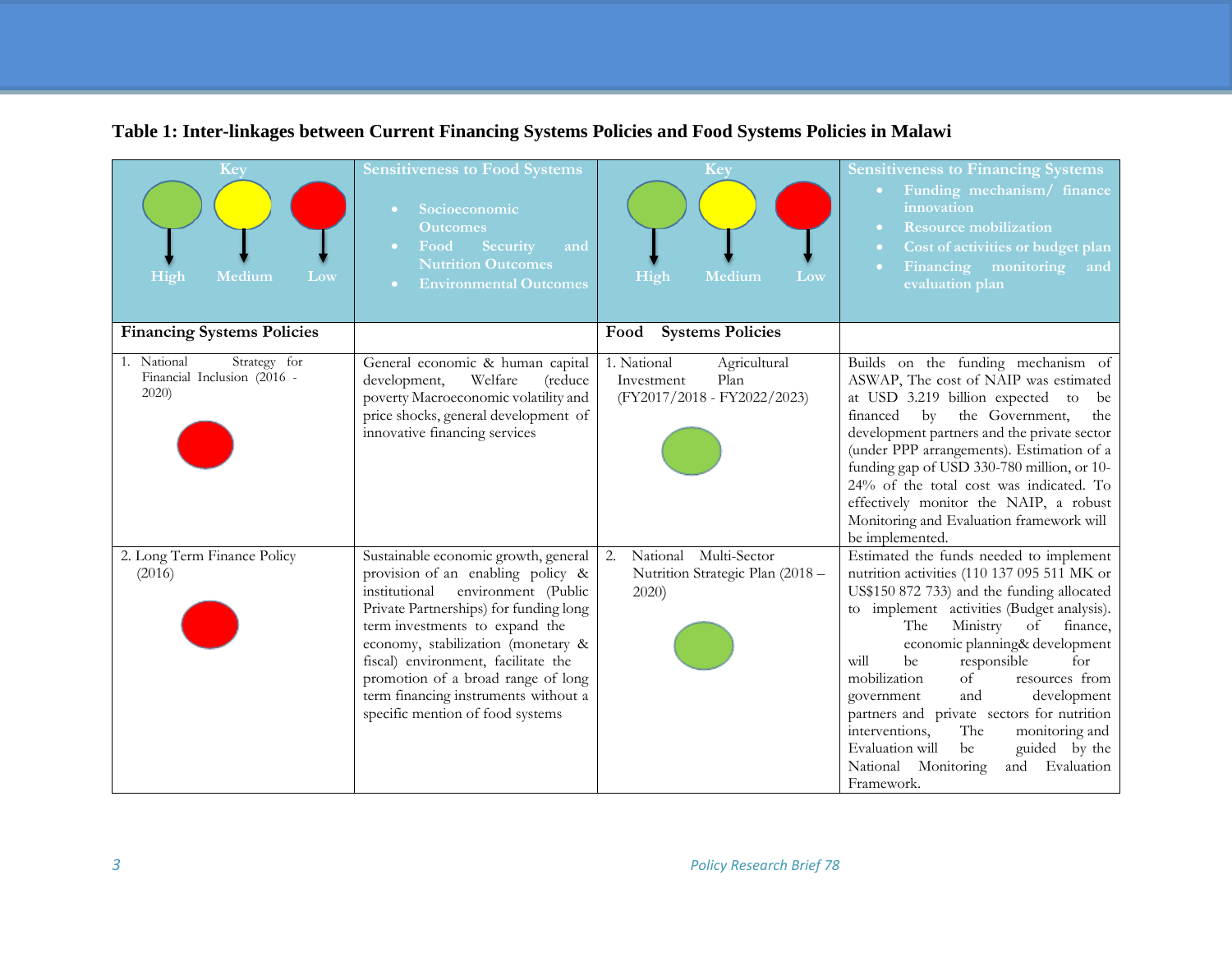**Table 1: Inter-linkages between Current Financing Systems Policies and Food Systems Policies in Malawi**

| Key (Green: High; Yellow: Medium; Red: Low) | Sensitiveness to Food Systems<br>• Socioeconomic Outcomes<br>• Food Security and Nutrition Outcomes<br>• Environmental Outcomes | Key (Green: High; Yellow: Medium; Red: Low) | Sensitiveness to Financing Systems<br>• Funding mechanism/ finance innovation<br>• Resource mobilization<br>• Cost of activities or budget plan<br>• Financing monitoring and evaluation plan |
|---|---|---|---|
| **Financing Systems Policies** | | **Food Systems Policies** | |
| 1. National Strategy for Financial Inclusion (2016 - 2020) (Red) | General economic & human capital development, Welfare (reduce poverty Macroeconomic volatility and price shocks, general development of innovative financing services | 1. National Agricultural Investment Plan (FY2017/2018 - FY2022/2023) (Green) | Builds on the funding mechanism of ASWAP, The cost of NAIP was estimated at USD 3.219 billion expected to be financed by the Government, the development partners and the private sector (under PPP arrangements). Estimation of a funding gap of USD 330-780 million, or 10-24% of the total cost was indicated. To effectively monitor the NAIP, a robust Monitoring and Evaluation framework will be implemented. |
| 2. Long Term Finance Policy (2016) (Red) | Sustainable economic growth, general provision of an enabling policy & institutional environment (Public Private Partnerships) for funding long term investments to expand the economy, stabilization (monetary & fiscal) environment, facilitate the promotion of a broad range of long term financing instruments without a specific mention of food systems | 2. National Multi-Sector Nutrition Strategic Plan (2018 – 2020) (Green) | Estimated the funds needed to implement nutrition activities (110 137 095 511 MK or US$150 872 733) and the funding allocated to implement activities (Budget analysis). The Ministry of finance, economic planning& development will be responsible for mobilization of resources from government and development partners and private sectors for nutrition interventions, The monitoring and Evaluation will be guided by the National Monitoring and Evaluation Framework. |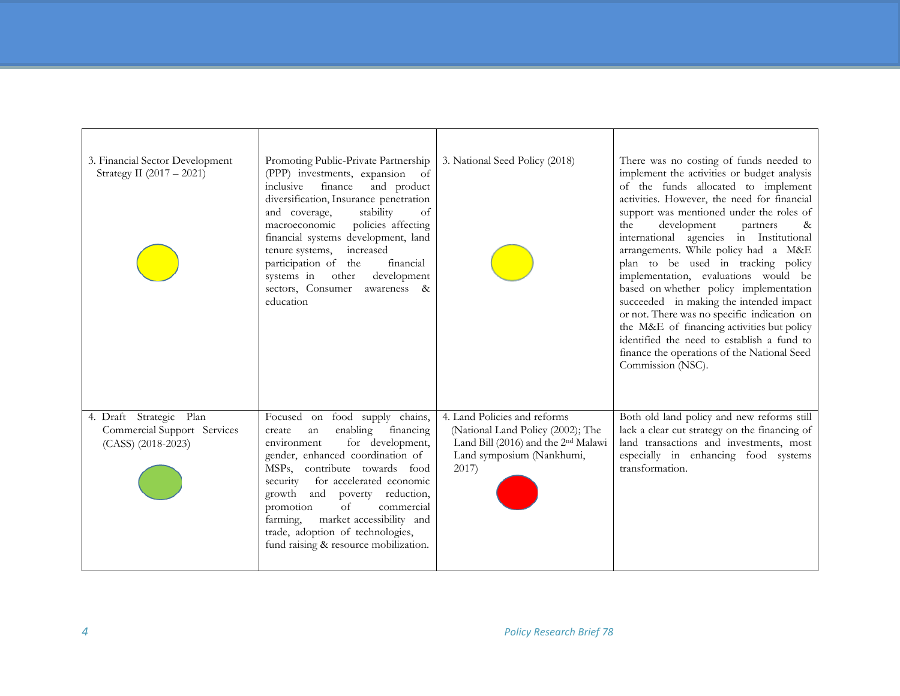| | | | |
|---|---|---|---|
| 3. Financial Sector Development Strategy II (2017 – 2021) | Promoting Public-Private Partnership (PPP) investments, expansion of inclusive finance and product diversification, Insurance penetration and coverage, stability of macroeconomic policies affecting financial systems development, land tenure systems, increased participation of the financial systems in other development sectors, Consumer awareness & education | 3. National Seed Policy (2018) | There was no costing of funds needed to implement the activities or budget analysis of the funds allocated to implement activities. However, the need for financial support was mentioned under the roles of the development partners & international agencies in Institutional arrangements. While policy had a M&E plan to be used in tracking policy implementation, evaluations would be based on whether policy implementation succeeded in making the intended impact or not. There was no specific indication on the M&E of financing activities but policy identified the need to establish a fund to finance the operations of the National Seed Commission (NSC). |
| 4. Draft Strategic Plan Commercial Support Services (CASS) (2018-2023) | Focused on food supply chains, create an enabling financing environment for development, gender, enhanced coordination of MSPs, contribute towards food security for accelerated economic growth and poverty reduction, promotion of commercial farming, market accessibility and trade, adoption of technologies, fund raising & resource mobilization. | 4. Land Policies and reforms (National Land Policy (2002); The Land Bill (2016) and the 2nd Malawi Land symposium (Nankhumi, 2017) | Both old land policy and new reforms still lack a clear cut strategy on the financing of land transactions and investments, most especially in enhancing food systems transformation. |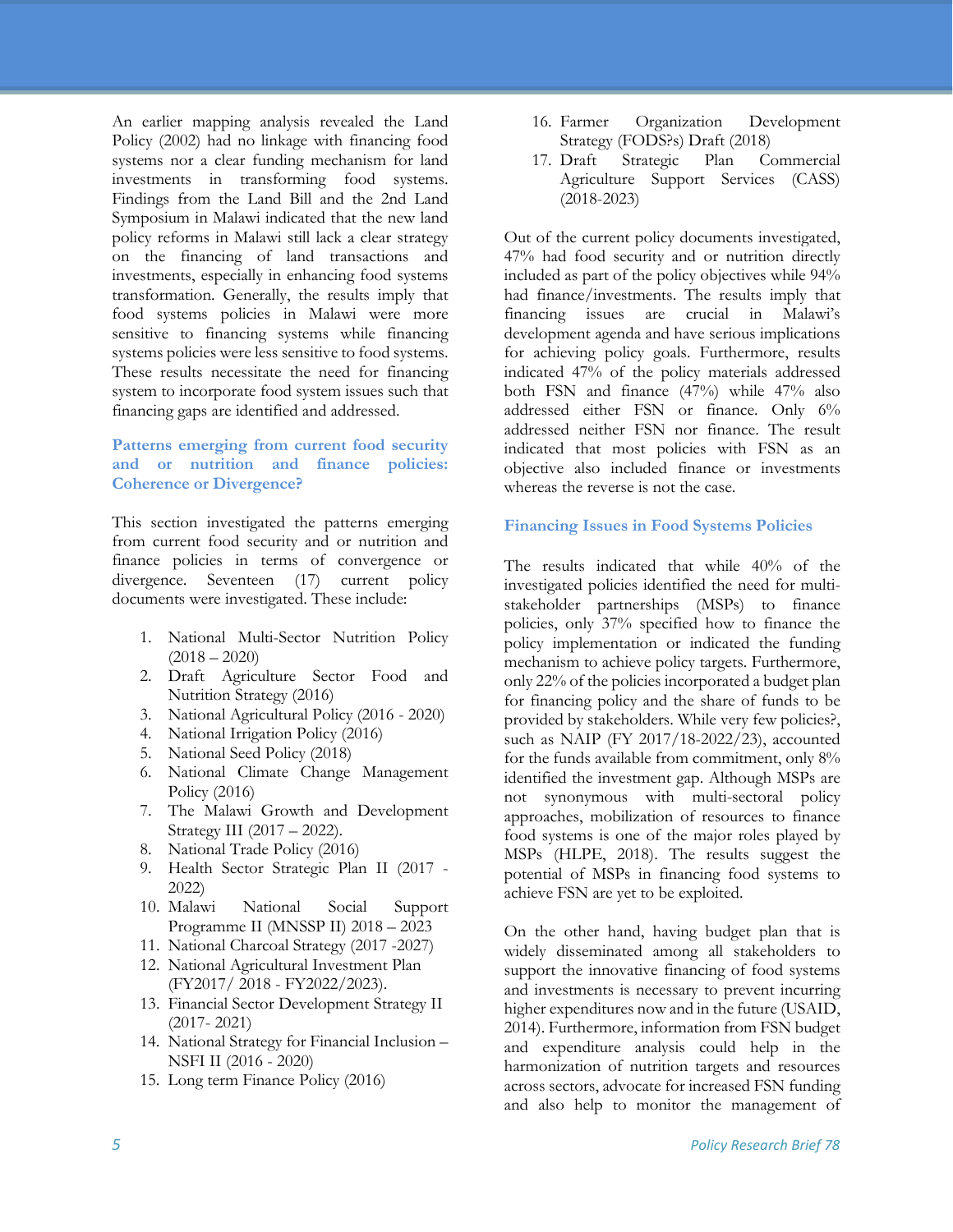An earlier mapping analysis revealed the Land Policy (2002) had no linkage with financing food systems nor a clear funding mechanism for land investments in transforming food systems. Findings from the Land Bill and the 2nd Land Symposium in Malawi indicated that the new land policy reforms in Malawi still lack a clear strategy on the financing of land transactions and investments, especially in enhancing food systems transformation. Generally, the results imply that food systems policies in Malawi were more sensitive to financing systems while financing systems policies were less sensitive to food systems. These results necessitate the need for financing system to incorporate food system issues such that financing gaps are identified and addressed.

### Patterns emerging from current food security and or nutrition and finance policies: Coherence or Divergence?

This section investigated the patterns emerging from current food security and or nutrition and finance policies in terms of convergence or divergence. Seventeen (17) current policy documents were investigated. These include:

1. National Multi-Sector Nutrition Policy (2018 – 2020)
2. Draft Agriculture Sector Food and Nutrition Strategy (2016)
3. National Agricultural Policy (2016 - 2020)
4. National Irrigation Policy (2016)
5. National Seed Policy (2018)
6. National Climate Change Management Policy (2016)
7. The Malawi Growth and Development Strategy III (2017 – 2022).
8. National Trade Policy (2016)
9. Health Sector Strategic Plan II (2017 - 2022)
10. Malawi National Social Support Programme II (MNSSP II) 2018 – 2023
11. National Charcoal Strategy (2017 -2027)
12. National Agricultural Investment Plan (FY2017/ 2018 - FY2022/2023).
13. Financial Sector Development Strategy II (2017- 2021)
14. National Strategy for Financial Inclusion – NSFI II (2016 - 2020)
15. Long term Finance Policy (2016)
16. Farmer Organization Development Strategy (FODS?s) Draft (2018)
17. Draft Strategic Plan Commercial Agriculture Support Services (CASS) (2018-2023)

Out of the current policy documents investigated, 47% had food security and or nutrition directly included as part of the policy objectives while 94% had finance/investments. The results imply that financing issues are crucial in Malawi's development agenda and have serious implications for achieving policy goals. Furthermore, results indicated 47% of the policy materials addressed both FSN and finance (47%) while 47% also addressed either FSN or finance. Only 6% addressed neither FSN nor finance. The result indicated that most policies with FSN as an objective also included finance or investments whereas the reverse is not the case.

### Financing Issues in Food Systems Policies

The results indicated that while 40% of the investigated policies identified the need for multi-stakeholder partnerships (MSPs) to finance policies, only 37% specified how to finance the policy implementation or indicated the funding mechanism to achieve policy targets. Furthermore, only 22% of the policies incorporated a budget plan for financing policy and the share of funds to be provided by stakeholders. While very few policies?, such as NAIP (FY 2017/18-2022/23), accounted for the funds available from commitment, only 8% identified the investment gap. Although MSPs are not synonymous with multi-sectoral policy approaches, mobilization of resources to finance food systems is one of the major roles played by MSPs (HLPE, 2018). The results suggest the potential of MSPs in financing food systems to achieve FSN are yet to be exploited.

On the other hand, having budget plan that is widely disseminated among all stakeholders to support the innovative financing of food systems and investments is necessary to prevent incurring higher expenditures now and in the future (USAID, 2014). Furthermore, information from FSN budget and expenditure analysis could help in the harmonization of nutrition targets and resources across sectors, advocate for increased FSN funding and also help to monitor the management of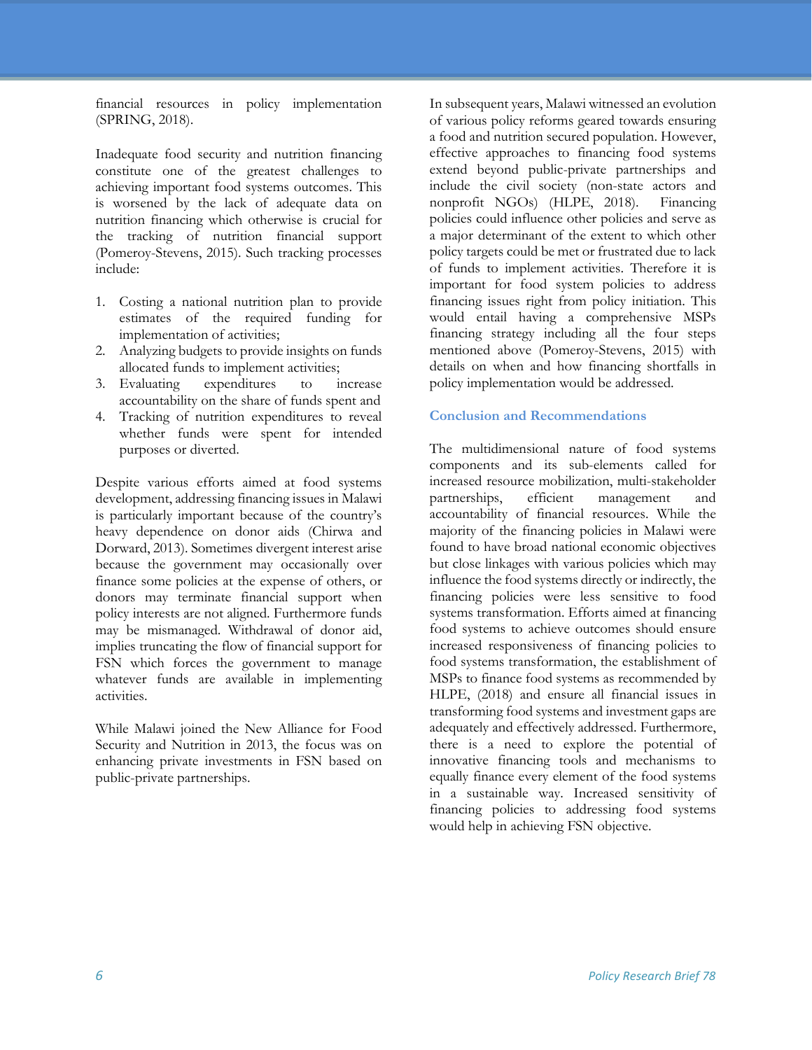financial resources in policy implementation (SPRING, 2018).

Inadequate food security and nutrition financing constitute one of the greatest challenges to achieving important food systems outcomes. This is worsened by the lack of adequate data on nutrition financing which otherwise is crucial for the tracking of nutrition financial support (Pomeroy-Stevens, 2015). Such tracking processes include:

1. Costing a national nutrition plan to provide estimates of the required funding for implementation of activities;
2. Analyzing budgets to provide insights on funds allocated funds to implement activities;
3. Evaluating expenditures to increase accountability on the share of funds spent and
4. Tracking of nutrition expenditures to reveal whether funds were spent for intended purposes or diverted.

Despite various efforts aimed at food systems development, addressing financing issues in Malawi is particularly important because of the country's heavy dependence on donor aids (Chirwa and Dorward, 2013). Sometimes divergent interest arise because the government may occasionally over finance some policies at the expense of others, or donors may terminate financial support when policy interests are not aligned. Furthermore funds may be mismanaged. Withdrawal of donor aid, implies truncating the flow of financial support for FSN which forces the government to manage whatever funds are available in implementing activities.

While Malawi joined the New Alliance for Food Security and Nutrition in 2013, the focus was on enhancing private investments in FSN based on public-private partnerships.

In subsequent years, Malawi witnessed an evolution of various policy reforms geared towards ensuring a food and nutrition secured population. However, effective approaches to financing food systems extend beyond public-private partnerships and include the civil society (non-state actors and nonprofit NGOs) (HLPE, 2018). Financing policies could influence other policies and serve as a major determinant of the extent to which other policy targets could be met or frustrated due to lack of funds to implement activities. Therefore it is important for food system policies to address financing issues right from policy initiation. This would entail having a comprehensive MSPs financing strategy including all the four steps mentioned above (Pomeroy-Stevens, 2015) with details on when and how financing shortfalls in policy implementation would be addressed.

### Conclusion and Recommendations

The multidimensional nature of food systems components and its sub-elements called for increased resource mobilization, multi-stakeholder partnerships, efficient management and accountability of financial resources. While the majority of the financing policies in Malawi were found to have broad national economic objectives but close linkages with various policies which may influence the food systems directly or indirectly, the financing policies were less sensitive to food systems transformation. Efforts aimed at financing food systems to achieve outcomes should ensure increased responsiveness of financing policies to food systems transformation, the establishment of MSPs to finance food systems as recommended by HLPE, (2018) and ensure all financial issues in transforming food systems and investment gaps are adequately and effectively addressed. Furthermore, there is a need to explore the potential of innovative financing tools and mechanisms to equally finance every element of the food systems in a sustainable way. Increased sensitivity of financing policies to addressing food systems would help in achieving FSN objective.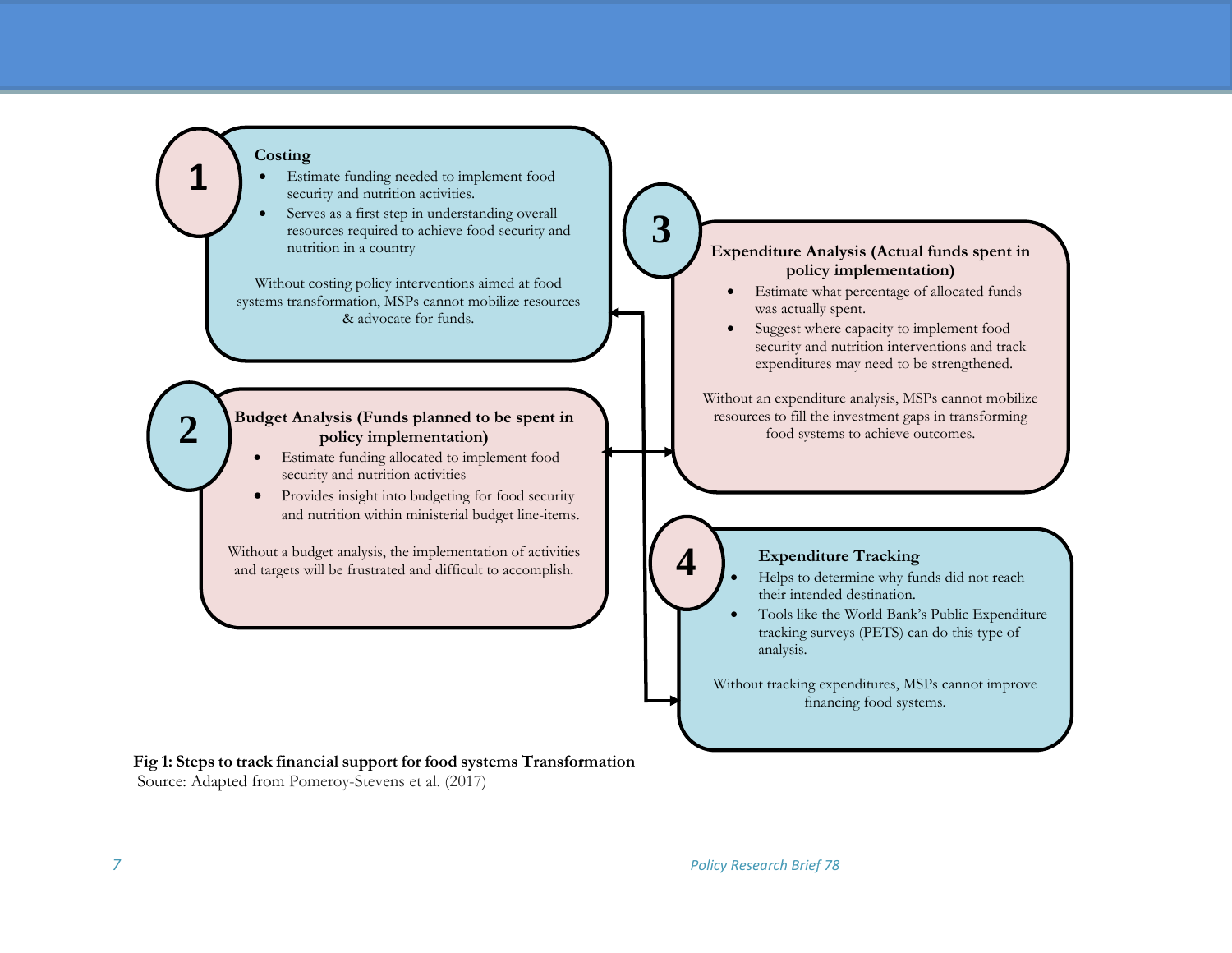**1**

**Costing**

- Estimate funding needed to implement food security and nutrition activities.
- Serves as a first step in understanding overall resources required to achieve food security and nutrition in a country

Without costing policy interventions aimed at food systems transformation, MSPs cannot mobilize resources & advocate for funds.

**2**

**Budget Analysis (Funds planned to be spent in policy implementation)**

- Estimate funding allocated to implement food security and nutrition activities
- Provides insight into budgeting for food security and nutrition within ministerial budget line-items.

Without a budget analysis, the implementation of activities and targets will be frustrated and difficult to accomplish.

**3**

**Expenditure Analysis (Actual funds spent in policy implementation)**

- Estimate what percentage of allocated funds was actually spent.
- Suggest where capacity to implement food security and nutrition interventions and track expenditures may need to be strengthened.

Without an expenditure analysis, MSPs cannot mobilize resources to fill the investment gaps in transforming food systems to achieve outcomes.

**4**

**Expenditure Tracking**

- Helps to determine why funds did not reach their intended destination.
- Tools like the World Bank's Public Expenditure tracking surveys (PETS) can do this type of analysis.

Without tracking expenditures, MSPs cannot improve financing food systems.

**Fig 1: Steps to track financial support for food systems Transformation**
Source: Adapted from Pomeroy-Stevens et al. (2017)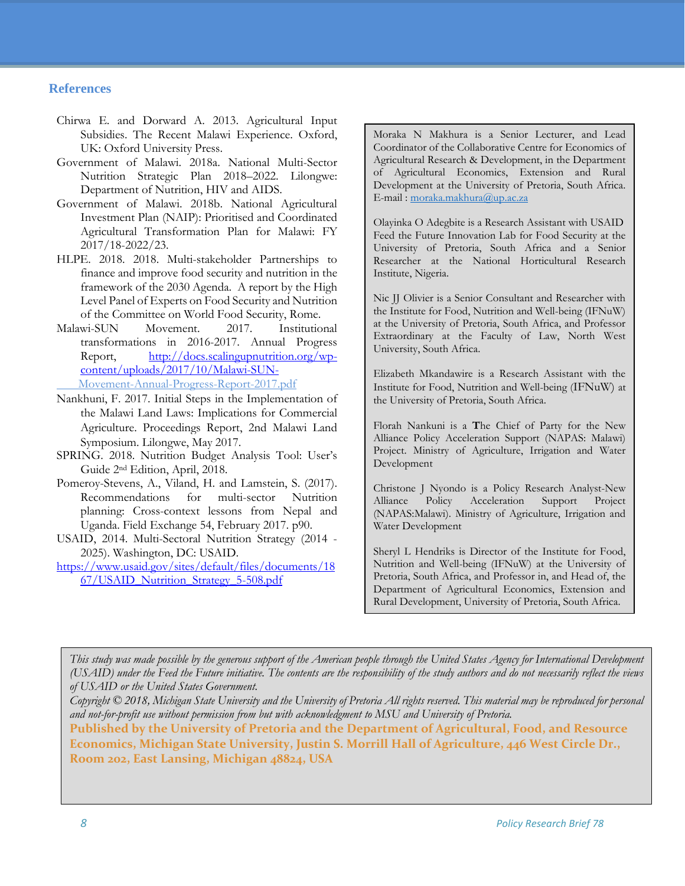## References

Chirwa E. and Dorward A. 2013. Agricultural Input Subsidies. The Recent Malawi Experience. Oxford, UK: Oxford University Press.

Government of Malawi. 2018a. National Multi-Sector Nutrition Strategic Plan 2018–2022. Lilongwe: Department of Nutrition, HIV and AIDS.

Government of Malawi. 2018b. National Agricultural Investment Plan (NAIP): Prioritised and Coordinated Agricultural Transformation Plan for Malawi: FY 2017/18-2022/23.

HLPE. 2018. 2018. Multi-stakeholder Partnerships to finance and improve food security and nutrition in the framework of the 2030 Agenda. A report by the High Level Panel of Experts on Food Security and Nutrition of the Committee on World Food Security, Rome.

Malawi-SUN Movement. 2017. Institutional transformations in 2016-2017. Annual Progress Report, http://docs.scalingupnutrition.org/wp-content/uploads/2017/10/Malawi-SUN-Movement-Annual-Progress-Report-2017.pdf

Nankhuni, F. 2017. Initial Steps in the Implementation of the Malawi Land Laws: Implications for Commercial Agriculture. Proceedings Report, 2nd Malawi Land Symposium. Lilongwe, May 2017.

SPRING. 2018. Nutrition Budget Analysis Tool: User's Guide 2nd Edition, April, 2018.

Pomeroy-Stevens, A., Viland, H. and Lamstein, S. (2017). Recommendations for multi-sector Nutrition planning: Cross-context lessons from Nepal and Uganda. Field Exchange 54, February 2017. p90.

USAID, 2014. Multi-Sectoral Nutrition Strategy (2014 - 2025). Washington, DC: USAID. https://www.usaid.gov/sites/default/files/documents/1867/USAID_Nutrition_Strategy_5-508.pdf

Moraka N Makhura is a Senior Lecturer, and Lead Coordinator of the Collaborative Centre for Economics of Agricultural Research & Development, in the Department of Agricultural Economics, Extension and Rural Development at the University of Pretoria, South Africa. E-mail : moraka.makhura@up.ac.za

Olayinka O Adegbite is a Research Assistant with USAID Feed the Future Innovation Lab for Food Security at the University of Pretoria, South Africa and a Senior Researcher at the National Horticultural Research Institute, Nigeria.

Nic JJ Olivier is a Senior Consultant and Researcher with the Institute for Food, Nutrition and Well-being (IFNuW) at the University of Pretoria, South Africa, and Professor Extraordinary at the Faculty of Law, North West University, South Africa.

Elizabeth Mkandawire is a Research Assistant with the Institute for Food, Nutrition and Well-being (IFNuW) at the University of Pretoria, South Africa.

Florah Nankuni is a **T**he Chief of Party for the New Alliance Policy Acceleration Support (NAPAS: Malawi) Project. Ministry of Agriculture, Irrigation and Water Development

Christone J Nyondo is a Policy Research Analyst-New Alliance Policy Acceleration Support Project (NAPAS:Malawi). Ministry of Agriculture, Irrigation and Water Development

Sheryl L Hendriks is Director of the Institute for Food, Nutrition and Well-being (IFNuW) at the University of Pretoria, South Africa, and Professor in, and Head of, the Department of Agricultural Economics, Extension and Rural Development, University of Pretoria, South Africa.

*This study was made possible by the generous support of the American people through the United States Agency for International Development (USAID) under the Feed the Future initiative. The contents are the responsibility of the study authors and do not necessarily reflect the views of USAID or the United States Government.*

*Copyright © 2018, Michigan State University and the University of Pretoria All rights reserved. This material may be reproduced for personal and not-for-profit use without permission from but with acknowledgment to MSU and University of Pretoria.*

**Published by the University of Pretoria and the Department of Agricultural, Food, and Resource Economics, Michigan State University, Justin S. Morrill Hall of Agriculture, 446 West Circle Dr., Room 202, East Lansing, Michigan 48824, USA**